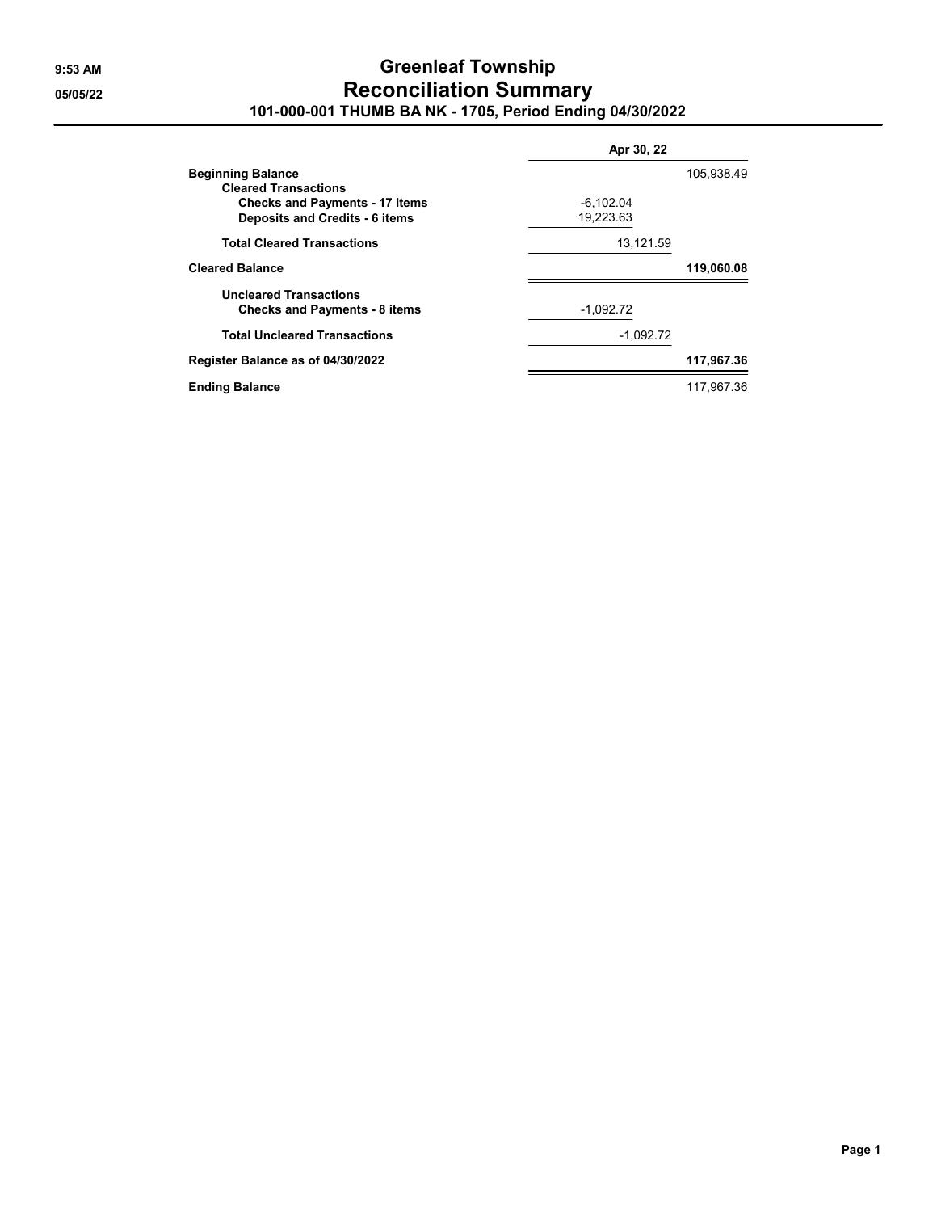# Greenleaf Township

## Reconciliation Summary

### 101-000-001 THUMB BA NK - 1705, Period Ending 04/30/2022

| | | Apr 30, 22 |
|---|---|---|
| **Beginning Balance** | | 105,938.49 |
| **Cleared Transactions** | | |
| **Checks and Payments - 17 items** | -6,102.04 | |
| **Deposits and Credits - 6 items** | 19,223.63 | |
| **Total Cleared Transactions** | 13,121.59 | |
| **Cleared Balance** | | **119,060.08** |
| **Uncleared Transactions** | | |
| **Checks and Payments - 8 items** | -1,092.72 | |
| **Total Uncleared Transactions** | -1,092.72 | |
| **Register Balance as of 04/30/2022** | | **117,967.36** |
| **Ending Balance** | | 117,967.36 |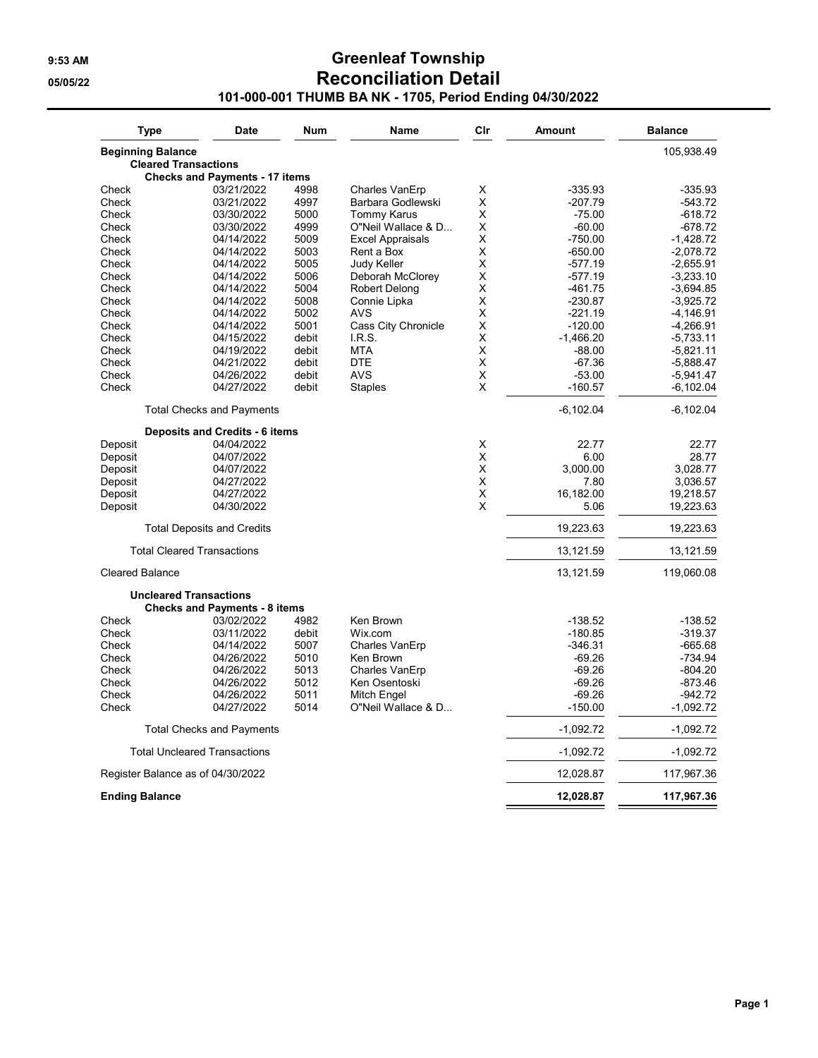# Greenleaf Township

## Reconciliation Detail

### 101-000-001 THUMB BA NK - 1705, Period Ending 04/30/2022

9:53 AM

05/05/22

| Type | Date | Num | Name | Clr | Amount | Balance |
|---|---|---|---|---|---|---|
| **Beginning Balance** | | | | | | 105,938.49 |
| **Cleared Transactions** | | | | | | |
| **Checks and Payments - 17 items** | | | | | | |
| Check | 03/21/2022 | 4998 | Charles VanErp | X | -335.93 | -335.93 |
| Check | 03/21/2022 | 4997 | Barbara Godlewski | X | -207.79 | -543.72 |
| Check | 03/30/2022 | 5000 | Tommy Karus | X | -75.00 | -618.72 |
| Check | 03/30/2022 | 4999 | O"Neil Wallace & D... | X | -60.00 | -678.72 |
| Check | 04/14/2022 | 5009 | Excel Appraisals | X | -750.00 | -1,428.72 |
| Check | 04/14/2022 | 5003 | Rent a Box | X | -650.00 | -2,078.72 |
| Check | 04/14/2022 | 5005 | Judy Keller | X | -577.19 | -2,655.91 |
| Check | 04/14/2022 | 5006 | Deborah McClorey | X | -577.19 | -3,233.10 |
| Check | 04/14/2022 | 5004 | Robert Delong | X | -461.75 | -3,694.85 |
| Check | 04/14/2022 | 5008 | Connie Lipka | X | -230.87 | -3,925.72 |
| Check | 04/14/2022 | 5002 | AVS | X | -221.19 | -4,146.91 |
| Check | 04/14/2022 | 5001 | Cass City Chronicle | X | -120.00 | -4,266.91 |
| Check | 04/15/2022 | debit | I.R.S. | X | -1,466.20 | -5,733.11 |
| Check | 04/19/2022 | debit | MTA | X | -88.00 | -5,821.11 |
| Check | 04/21/2022 | debit | DTE | X | -67.36 | -5,888.47 |
| Check | 04/26/2022 | debit | AVS | X | -53.00 | -5,941.47 |
| Check | 04/27/2022 | debit | Staples | X | -160.57 | -6,102.04 |
| Total Checks and Payments | | | | | -6,102.04 | -6,102.04 |
| **Deposits and Credits - 6 items** | | | | | | |
| Deposit | 04/04/2022 | | | X | 22.77 | 22.77 |
| Deposit | 04/07/2022 | | | X | 6.00 | 28.77 |
| Deposit | 04/07/2022 | | | X | 3,000.00 | 3,028.77 |
| Deposit | 04/27/2022 | | | X | 7.80 | 3,036.57 |
| Deposit | 04/27/2022 | | | X | 16,182.00 | 19,218.57 |
| Deposit | 04/30/2022 | | | X | 5.06 | 19,223.63 |
| Total Deposits and Credits | | | | | 19,223.63 | 19,223.63 |
| Total Cleared Transactions | | | | | 13,121.59 | 13,121.59 |
| Cleared Balance | | | | | 13,121.59 | 119,060.08 |
| **Uncleared Transactions** | | | | | | |
| **Checks and Payments - 8 items** | | | | | | |
| Check | 03/02/2022 | 4982 | Ken Brown | | -138.52 | -138.52 |
| Check | 03/11/2022 | debit | Wix.com | | -180.85 | -319.37 |
| Check | 04/14/2022 | 5007 | Charles VanErp | | -346.31 | -665.68 |
| Check | 04/26/2022 | 5010 | Ken Brown | | -69.26 | -734.94 |
| Check | 04/26/2022 | 5013 | Charles VanErp | | -69.26 | -804.20 |
| Check | 04/26/2022 | 5012 | Ken Osentoski | | -69.26 | -873.46 |
| Check | 04/26/2022 | 5011 | Mitch Engel | | -69.26 | -942.72 |
| Check | 04/27/2022 | 5014 | O"Neil Wallace & D... | | -150.00 | -1,092.72 |
| Total Checks and Payments | | | | | -1,092.72 | -1,092.72 |
| Total Uncleared Transactions | | | | | -1,092.72 | -1,092.72 |
| Register Balance as of 04/30/2022 | | | | | 12,028.87 | 117,967.36 |
| **Ending Balance** | | | | | **12,028.87** | **117,967.36** |